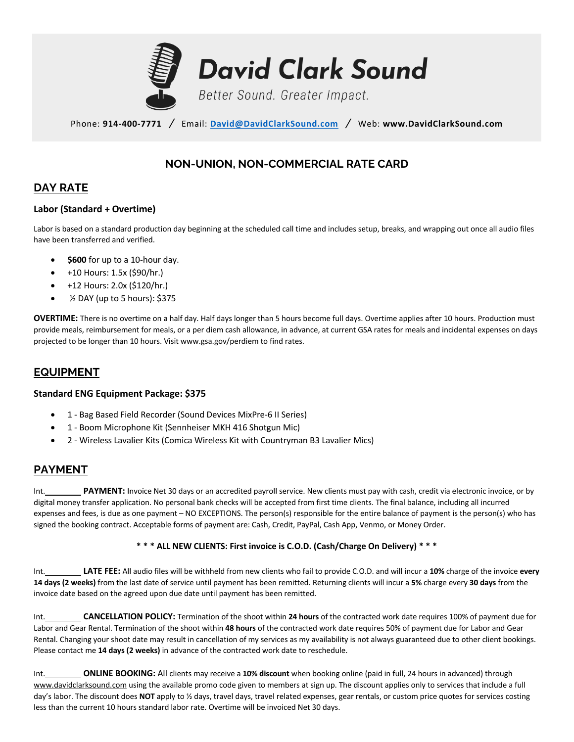# David Clark Sound

*Better Sound. Greater Impact.*

Phone: **914-400-7771** / Email: **David@DavidClarkSound.com** / Web: **www.DavidClarkSound.com**

## NON-UNION, NON-COMMERCIAL RATE CARD

## DAY RATE

### Labor (Standard + Overtime)

Labor is based on a standard production day beginning at the scheduled call time and includes setup, breaks, and wrapping out once all audio files have been transferred and verified.

- **$600** for up to a 10-hour day.
- +10 Hours: 1.5x ($90/hr.)
- +12 Hours: 2.0x ($120/hr.)
- ½ DAY (up to 5 hours): $375

**OVERTIME:** There is no overtime on a half day. Half days longer than 5 hours become full days. Overtime applies after 10 hours. Production must provide meals, reimbursement for meals, or a per diem cash allowance, in advance, at current GSA rates for meals and incidental expenses on days projected to be longer than 10 hours. Visit www.gsa.gov/perdiem to find rates.

## EQUIPMENT

### Standard ENG Equipment Package: $375

- 1 - Bag Based Field Recorder (Sound Devices MixPre-6 II Series)
- 1 - Boom Microphone Kit (Sennheiser MKH 416 Shotgun Mic)
- 2 - Wireless Lavalier Kits (Comica Wireless Kit with Countryman B3 Lavalier Mics)

## PAYMENT

Int.________ **PAYMENT:** Invoice Net 30 days or an accredited payroll service. New clients must pay with cash, credit via electronic invoice, or by digital money transfer application. No personal bank checks will be accepted from first time clients. The final balance, including all incurred expenses and fees, is due as one payment – NO EXCEPTIONS. The person(s) responsible for the entire balance of payment is the person(s) who has signed the booking contract. Acceptable forms of payment are: Cash, Credit, PayPal, Cash App, Venmo, or Money Order.

**\* \* \* ALL NEW CLIENTS: First invoice is C.O.D. (Cash/Charge On Delivery) \* \* \***

Int.________ **LATE FEE:** All audio files will be withheld from new clients who fail to provide C.O.D. and will incur a **10%** charge of the invoice **every 14 days (2 weeks)** from the last date of service until payment has been remitted. Returning clients will incur a **5%** charge every **30 days** from the invoice date based on the agreed upon due date until payment has been remitted.

Int.________ **CANCELLATION POLICY:** Termination of the shoot within **24 hours** of the contracted work date requires 100% of payment due for Labor and Gear Rental. Termination of the shoot within **48 hours** of the contracted work date requires 50% of payment due for Labor and Gear Rental. Changing your shoot date may result in cancellation of my services as my availability is not always guaranteed due to other client bookings. Please contact me **14 days (2 weeks)** in advance of the contracted work date to reschedule.

Int.________ **ONLINE BOOKING:** All clients may receive a **10% discount** when booking online (paid in full, 24 hours in advanced) through www.davidclarksound.com using the available promo code given to members at sign up. The discount applies only to services that include a full day's labor. The discount does **NOT** apply to ½ days, travel days, travel related expenses, gear rentals, or custom price quotes for services costing less than the current 10 hours standard labor rate. Overtime will be invoiced Net 30 days.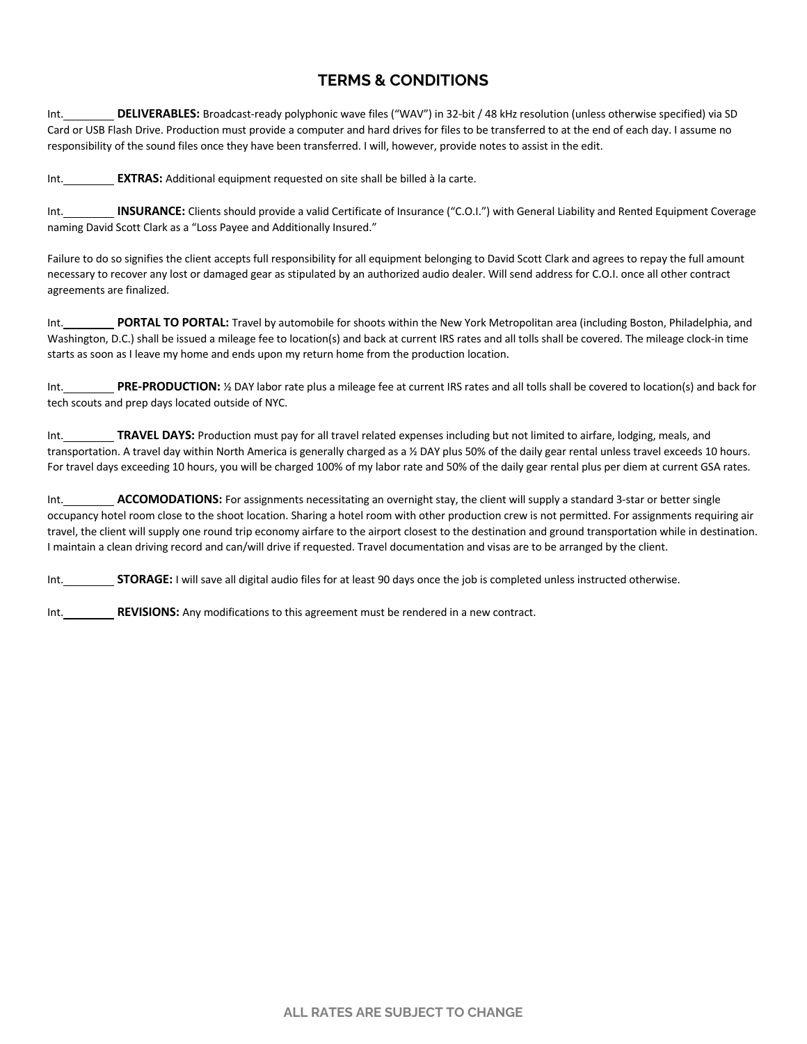# TERMS & CONDITIONS

Int.________ **DELIVERABLES:** Broadcast-ready polyphonic wave files ("WAV") in 32-bit / 48 kHz resolution (unless otherwise specified) via SD Card or USB Flash Drive. Production must provide a computer and hard drives for files to be transferred to at the end of each day. I assume no responsibility of the sound files once they have been transferred. I will, however, provide notes to assist in the edit.

Int.________ **EXTRAS:** Additional equipment requested on site shall be billed à la carte.

Int.________ **INSURANCE:** Clients should provide a valid Certificate of Insurance ("C.O.I.") with General Liability and Rented Equipment Coverage naming David Scott Clark as a "Loss Payee and Additionally Insured."

Failure to do so signifies the client accepts full responsibility for all equipment belonging to David Scott Clark and agrees to repay the full amount necessary to recover any lost or damaged gear as stipulated by an authorized audio dealer. Will send address for C.O.I. once all other contract agreements are finalized.

Int.________ **PORTAL TO PORTAL:** Travel by automobile for shoots within the New York Metropolitan area (including Boston, Philadelphia, and Washington, D.C.) shall be issued a mileage fee to location(s) and back at current IRS rates and all tolls shall be covered. The mileage clock-in time starts as soon as I leave my home and ends upon my return home from the production location.

Int.________ **PRE-PRODUCTION:** ½ DAY labor rate plus a mileage fee at current IRS rates and all tolls shall be covered to location(s) and back for tech scouts and prep days located outside of NYC.

Int.________ **TRAVEL DAYS:** Production must pay for all travel related expenses including but not limited to airfare, lodging, meals, and transportation. A travel day within North America is generally charged as a ½ DAY plus 50% of the daily gear rental unless travel exceeds 10 hours. For travel days exceeding 10 hours, you will be charged 100% of my labor rate and 50% of the daily gear rental plus per diem at current GSA rates.

Int.________ **ACCOMODATIONS:** For assignments necessitating an overnight stay, the client will supply a standard 3-star or better single occupancy hotel room close to the shoot location. Sharing a hotel room with other production crew is not permitted. For assignments requiring air travel, the client will supply one round trip economy airfare to the airport closest to the destination and ground transportation while in destination. I maintain a clean driving record and can/will drive if requested. Travel documentation and visas are to be arranged by the client.

Int.________ **STORAGE:** I will save all digital audio files for at least 90 days once the job is completed unless instructed otherwise.

Int.________ **REVISIONS:** Any modifications to this agreement must be rendered in a new contract.

ALL RATES ARE SUBJECT TO CHANGE